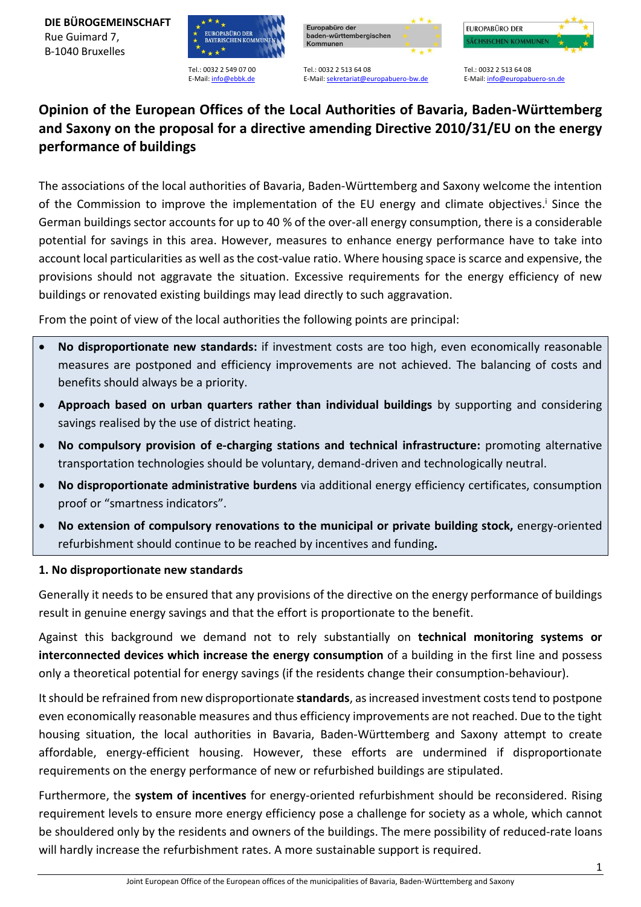**DIE BÜROGEMEINSCHAFT**
Rue Guimard 7,
B-1040 Bruxelles

EUROPABÜRO DER BAYERISCHEN KOMMUNEN
Tel.: 0032 2 549 07 00
E-Mail: info@ebbk.de

Europabüro der baden-württembergischen Kommunen
Tel.: 0032 2 513 64 08
E-Mail: sekretariat@europabuero-bw.de

EUROPABÜRO DER SÄCHSISCHEN KOMMUNEN
Tel.: 0032 2 513 64 08
E-Mail: info@europabuero-sn.de

# Opinion of the European Offices of the Local Authorities of Bavaria, Baden-Württemberg and Saxony on the proposal for a directive amending Directive 2010/31/EU on the energy performance of buildings

The associations of the local authorities of Bavaria, Baden-Württemberg and Saxony welcome the intention of the Commission to improve the implementation of the EU energy and climate objectives.[i] Since the German buildings sector accounts for up to 40 % of the over-all energy consumption, there is a considerable potential for savings in this area. However, measures to enhance energy performance have to take into account local particularities as well as the cost-value ratio. Where housing space is scarce and expensive, the provisions should not aggravate the situation. Excessive requirements for the energy efficiency of new buildings or renovated existing buildings may lead directly to such aggravation.

From the point of view of the local authorities the following points are principal:

- **No disproportionate new standards:** if investment costs are too high, even economically reasonable measures are postponed and efficiency improvements are not achieved. The balancing of costs and benefits should always be a priority.
- **Approach based on urban quarters rather than individual buildings** by supporting and considering savings realised by the use of district heating.
- **No compulsory provision of e-charging stations and technical infrastructure:** promoting alternative transportation technologies should be voluntary, demand-driven and technologically neutral.
- **No disproportionate administrative burdens** via additional energy efficiency certificates, consumption proof or "smartness indicators".
- **No extension of compulsory renovations to the municipal or private building stock,** energy-oriented refurbishment should continue to be reached by incentives and funding**.**

### 1. No disproportionate new standards

Generally it needs to be ensured that any provisions of the directive on the energy performance of buildings result in genuine energy savings and that the effort is proportionate to the benefit.

Against this background we demand not to rely substantially on **technical monitoring systems or interconnected devices which increase the energy consumption** of a building in the first line and possess only a theoretical potential for energy savings (if the residents change their consumption-behaviour).

It should be refrained from new disproportionate **standards**, as increased investment costs tend to postpone even economically reasonable measures and thus efficiency improvements are not reached. Due to the tight housing situation, the local authorities in Bavaria, Baden-Württemberg and Saxony attempt to create affordable, energy-efficient housing. However, these efforts are undermined if disproportionate requirements on the energy performance of new or refurbished buildings are stipulated.

Furthermore, the **system of incentives** for energy-oriented refurbishment should be reconsidered. Rising requirement levels to ensure more energy efficiency pose a challenge for society as a whole, which cannot be shouldered only by the residents and owners of the buildings. The mere possibility of reduced-rate loans will hardly increase the refurbishment rates. A more sustainable support is required.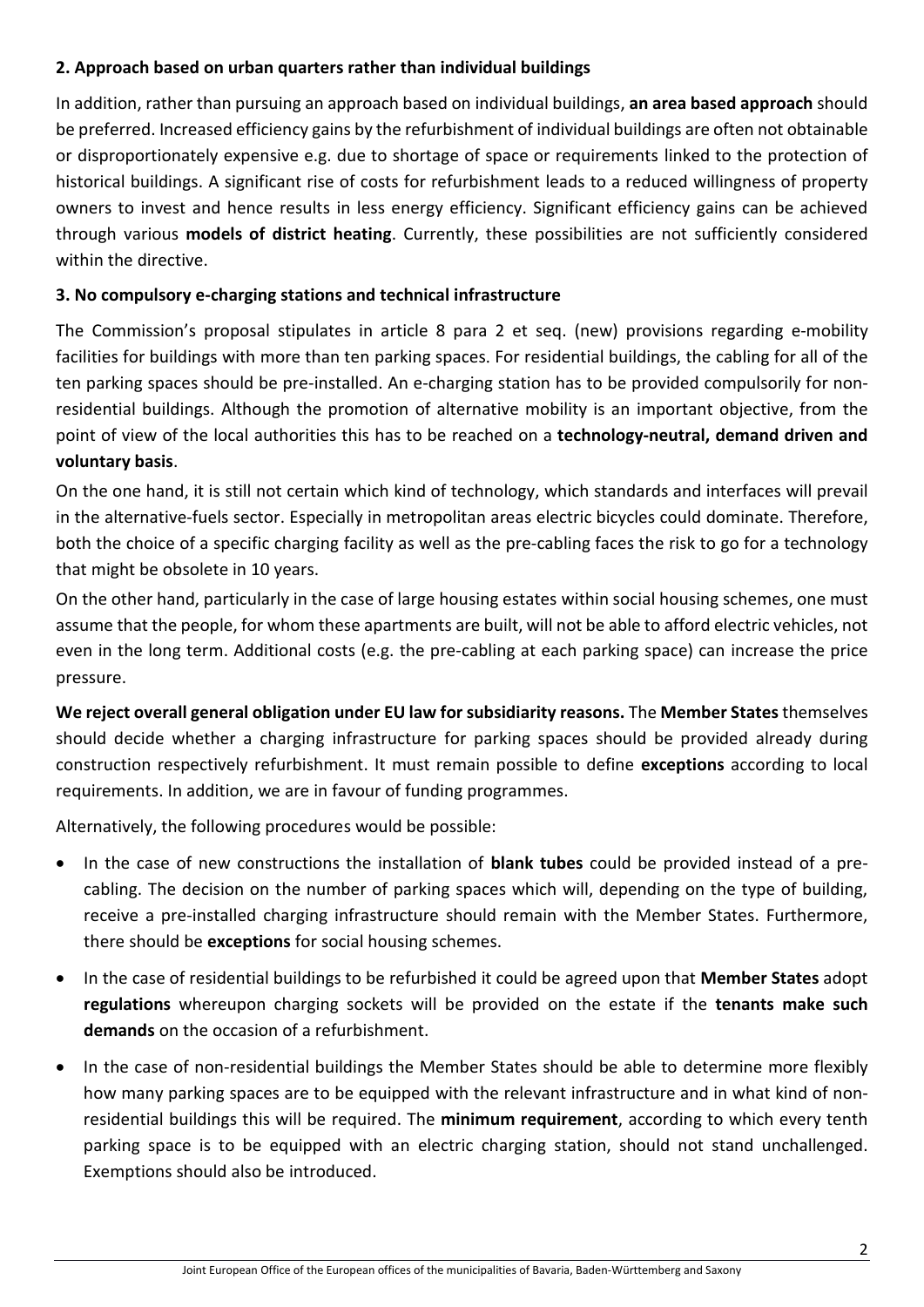### 2. Approach based on urban quarters rather than individual buildings

In addition, rather than pursuing an approach based on individual buildings, **an area based approach** should be preferred. Increased efficiency gains by the refurbishment of individual buildings are often not obtainable or disproportionately expensive e.g. due to shortage of space or requirements linked to the protection of historical buildings. A significant rise of costs for refurbishment leads to a reduced willingness of property owners to invest and hence results in less energy efficiency. Significant efficiency gains can be achieved through various **models of district heating**. Currently, these possibilities are not sufficiently considered within the directive.

### 3. No compulsory e-charging stations and technical infrastructure

The Commission's proposal stipulates in article 8 para 2 et seq. (new) provisions regarding e-mobility facilities for buildings with more than ten parking spaces. For residential buildings, the cabling for all of the ten parking spaces should be pre-installed. An e-charging station has to be provided compulsorily for non-residential buildings. Although the promotion of alternative mobility is an important objective, from the point of view of the local authorities this has to be reached on a **technology-neutral, demand driven and voluntary basis**.

On the one hand, it is still not certain which kind of technology, which standards and interfaces will prevail in the alternative-fuels sector. Especially in metropolitan areas electric bicycles could dominate. Therefore, both the choice of a specific charging facility as well as the pre-cabling faces the risk to go for a technology that might be obsolete in 10 years.

On the other hand, particularly in the case of large housing estates within social housing schemes, one must assume that the people, for whom these apartments are built, will not be able to afford electric vehicles, not even in the long term. Additional costs (e.g. the pre-cabling at each parking space) can increase the price pressure.

**We reject overall general obligation under EU law for subsidiarity reasons.** The **Member States** themselves should decide whether a charging infrastructure for parking spaces should be provided already during construction respectively refurbishment. It must remain possible to define **exceptions** according to local requirements. In addition, we are in favour of funding programmes.

Alternatively, the following procedures would be possible:

- In the case of new constructions the installation of **blank tubes** could be provided instead of a pre-cabling. The decision on the number of parking spaces which will, depending on the type of building, receive a pre-installed charging infrastructure should remain with the Member States. Furthermore, there should be **exceptions** for social housing schemes.
- In the case of residential buildings to be refurbished it could be agreed upon that **Member States** adopt **regulations** whereupon charging sockets will be provided on the estate if the **tenants make such demands** on the occasion of a refurbishment.
- In the case of non-residential buildings the Member States should be able to determine more flexibly how many parking spaces are to be equipped with the relevant infrastructure and in what kind of non-residential buildings this will be required. The **minimum requirement**, according to which every tenth parking space is to be equipped with an electric charging station, should not stand unchallenged. Exemptions should also be introduced.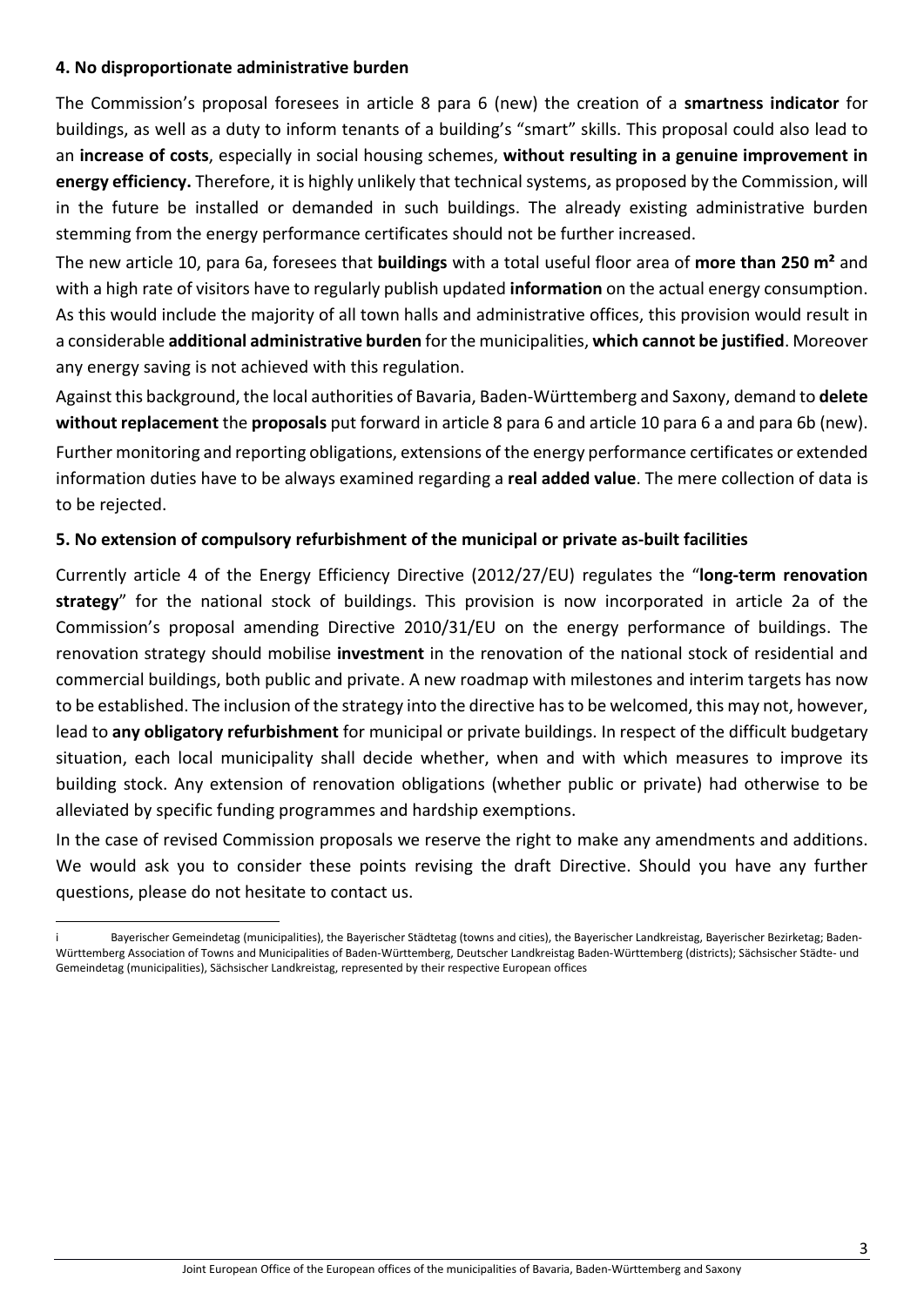**4. No disproportionate administrative burden**

The Commission's proposal foresees in article 8 para 6 (new) the creation of a **smartness indicator** for buildings, as well as a duty to inform tenants of a building's "smart" skills. This proposal could also lead to an **increase of costs**, especially in social housing schemes, **without resulting in a genuine improvement in energy efficiency.** Therefore, it is highly unlikely that technical systems, as proposed by the Commission, will in the future be installed or demanded in such buildings. The already existing administrative burden stemming from the energy performance certificates should not be further increased.

The new article 10, para 6a, foresees that **buildings** with a total useful floor area of **more than 250 m²** and with a high rate of visitors have to regularly publish updated **information** on the actual energy consumption. As this would include the majority of all town halls and administrative offices, this provision would result in a considerable **additional administrative burden** for the municipalities, **which cannot be justified**. Moreover any energy saving is not achieved with this regulation.

Against this background, the local authorities of Bavaria, Baden-Württemberg and Saxony, demand to **delete without replacement** the **proposals** put forward in article 8 para 6 and article 10 para 6 a and para 6b (new). Further monitoring and reporting obligations, extensions of the energy performance certificates or extended information duties have to be always examined regarding a **real added value**. The mere collection of data is to be rejected.

**5. No extension of compulsory refurbishment of the municipal or private as-built facilities**

Currently article 4 of the Energy Efficiency Directive (2012/27/EU) regulates the "**long-term renovation strategy**" for the national stock of buildings. This provision is now incorporated in article 2a of the Commission's proposal amending Directive 2010/31/EU on the energy performance of buildings. The renovation strategy should mobilise **investment** in the renovation of the national stock of residential and commercial buildings, both public and private. A new roadmap with milestones and interim targets has now to be established. The inclusion of the strategy into the directive has to be welcomed, this may not, however, lead to **any obligatory refurbishment** for municipal or private buildings. In respect of the difficult budgetary situation, each local municipality shall decide whether, when and with which measures to improve its building stock. Any extension of renovation obligations (whether public or private) had otherwise to be alleviated by specific funding programmes and hardship exemptions.

In the case of revised Commission proposals we reserve the right to make any amendments and additions. We would ask you to consider these points revising the draft Directive. Should you have any further questions, please do not hesitate to contact us.

---

i Bayerischer Gemeindetag (municipalities), the Bayerischer Städtetag (towns and cities), the Bayerischer Landkreistag, Bayerischer Bezirketag; Baden-Württemberg Association of Towns and Municipalities of Baden-Württemberg, Deutscher Landkreistag Baden-Württemberg (districts); Sächsischer Städte- und Gemeindetag (municipalities), Sächsischer Landkreistag, represented by their respective European offices